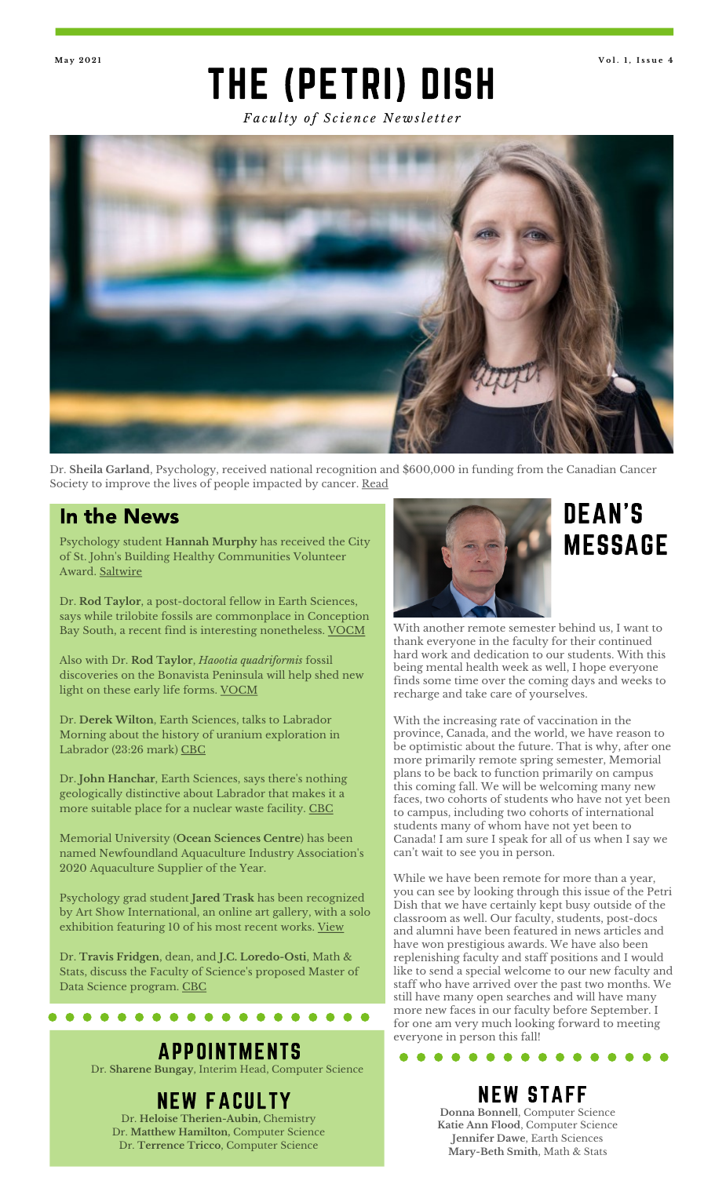May 2021

Vol. 1, Issue 4

# THE (PETRI) DISH

*Faculty of Science Newsletter*

Dr. **Sheila Garland**, Psychology, received national recognition and $600,000 in funding from the Canadian Cancer Society to improve the lives of people impacted by cancer. Read

## In the News

Psychology student **Hannah Murphy** has received the City of St. John's Building Healthy Communities Volunteer Award. Saltwire

Dr. **Rod Taylor**, a post-doctoral fellow in Earth Sciences, says while trilobite fossils are commonplace in Conception Bay South, a recent find is interesting nonetheless. VOCM

Also with Dr. **Rod Taylor**, *Haootia quadriformis* fossil discoveries on the Bonavista Peninsula will help shed new light on these early life forms. VOCM

Dr. **Derek Wilton**, Earth Sciences, talks to Labrador Morning about the history of uranium exploration in Labrador (23:26 mark) CBC

Dr. **John Hanchar**, Earth Sciences, says there's nothing geologically distinctive about Labrador that makes it a more suitable place for a nuclear waste facility. CBC

Memorial University (**Ocean Sciences Centre**) has been named Newfoundland Aquaculture Industry Association's 2020 Aquaculture Supplier of the Year.

Psychology grad student **Jared Trask** has been recognized by Art Show International, an online art gallery, with a solo exhibition featuring 10 of his most recent works. View

Dr. **Travis Fridgen**, dean, and **J.C. Loredo-Osti**, Math & Stats, discuss the Faculty of Science's proposed Master of Data Science program. CBC

## DEAN'S MESSAGE

With another remote semester behind us, I want to thank everyone in the faculty for their continued hard work and dedication to our students. With this being mental health week as well, I hope everyone finds some time over the coming days and weeks to recharge and take care of yourselves.

With the increasing rate of vaccination in the province, Canada, and the world, we have reason to be optimistic about the future. That is why, after one more primarily remote spring semester, Memorial plans to be back to function primarily on campus this coming fall. We will be welcoming many new faces, two cohorts of students who have not yet been to campus, including two cohorts of international students many of whom have not yet been to Canada! I am sure I speak for all of us when I say we can't wait to see you in person.

While we have been remote for more than a year, you can see by looking through this issue of the Petri Dish that we have certainly kept busy outside of the classroom as well. Our faculty, students, post-docs and alumni have been featured in news articles and have won prestigious awards. We have also been replenishing faculty and staff positions and I would like to send a special welcome to our new faculty and staff who have arrived over the past two months. We still have many open searches and will have many more new faces in our faculty before September. I for one am very much looking forward to meeting everyone in person this fall!

## APPOINTMENTS

Dr. **Sharene Bungay**, Interim Head, Computer Science

## NEW FACULTY

Dr. **Heloise Therien-Aubin**, Chemistry
Dr. **Matthew Hamilton**, Computer Science
Dr. **Terrence Tricco**, Computer Science

## NEW STAFF

**Donna Bonnell**, Computer Science
**Katie Ann Flood**, Computer Science
**Jennifer Dawe**, Earth Sciences
**Mary-Beth Smith**, Math & Stats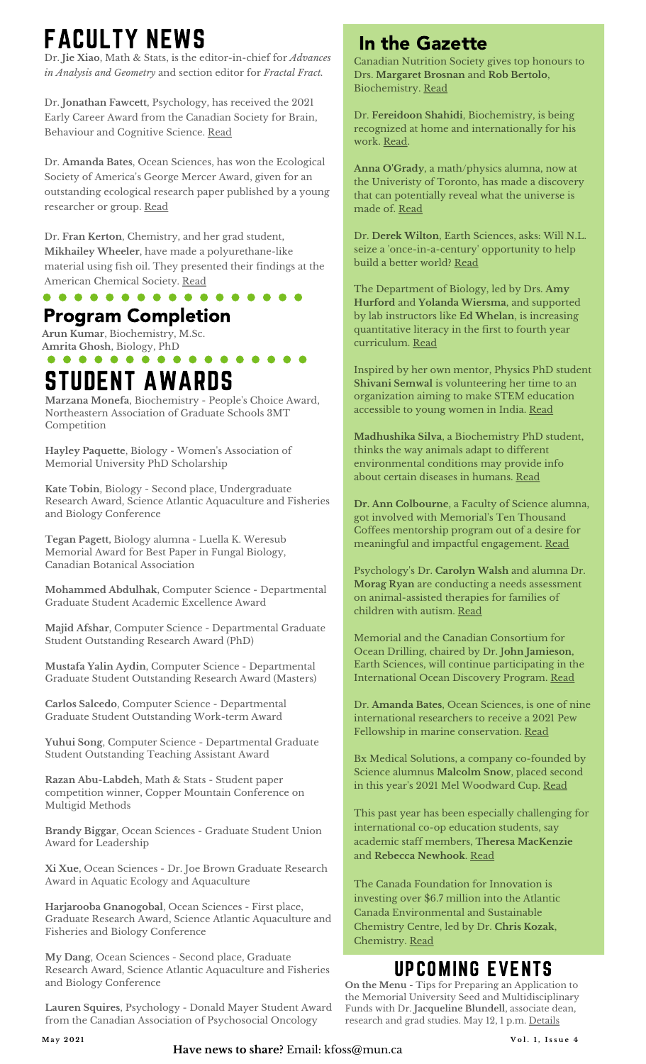# FACULTY NEWS

Dr. **Jie Xiao**, Math & Stats, is the editor-in-chief for *Advances in Analysis and Geometry* and section editor for *Fractal Fract.*

Dr. **Jonathan Fawcett**, Psychology, has received the 2021 Early Career Award from the Canadian Society for Brain, Behaviour and Cognitive Science. Read

Dr. **Amanda Bates**, Ocean Sciences, has won the Ecological Society of America's George Mercer Award, given for an outstanding ecological research paper published by a young researcher or group. Read

Dr. **Fran Kerton**, Chemistry, and her grad student, **Mikhailey Wheeler**, have made a polyurethane-like material using fish oil. They presented their findings at the American Chemical Society. Read

## Program Completion

**Arun Kumar**, Biochemistry, M.Sc.
**Amrita Ghosh**, Biology, PhD

# STUDENT AWARDS

**Marzana Monefa**, Biochemistry - People's Choice Award, Northeastern Association of Graduate Schools 3MT Competition

**Hayley Paquette**, Biology - Women's Association of Memorial University PhD Scholarship

**Kate Tobin**, Biology - Second place, Undergraduate Research Award, Science Atlantic Aquaculture and Fisheries and Biology Conference

**Tegan Pagett**, Biology alumna - Luella K. Weresub Memorial Award for Best Paper in Fungal Biology, Canadian Botanical Association

**Mohammed Abdulhak**, Computer Science - Departmental Graduate Student Academic Excellence Award

**Majid Afshar**, Computer Science - Departmental Graduate Student Outstanding Research Award (PhD)

**Mustafa Yalin Aydin**, Computer Science - Departmental Graduate Student Outstanding Research Award (Masters)

**Carlos Salcedo**, Computer Science - Departmental Graduate Student Outstanding Work-term Award

**Yuhui Song**, Computer Science - Departmental Graduate Student Outstanding Teaching Assistant Award

**Razan Abu-Labdeh**, Math & Stats - Student paper competition winner, Copper Mountain Conference on Multigid Methods

**Brandy Biggar**, Ocean Sciences - Graduate Student Union Award for Leadership

**Xi Xue**, Ocean Sciences - Dr. Joe Brown Graduate Research Award in Aquatic Ecology and Aquaculture

**Harjarooba Gnanogobal**, Ocean Sciences - First place, Graduate Research Award, Science Atlantic Aquaculture and Fisheries and Biology Conference

**My Dang**, Ocean Sciences - Second place, Graduate Research Award, Science Atlantic Aquaculture and Fisheries and Biology Conference

**Lauren Squires**, Psychology - Donald Mayer Student Award from the Canadian Association of Psychosocial Oncology

## In the Gazette

Canadian Nutrition Society gives top honours to Drs. **Margaret Brosnan** and **Rob Bertolo**, Biochemistry. Read

Dr. **Fereidoon Shahidi**, Biochemistry, is being recognized at home and internationally for his work. Read.

**Anna O'Grady**, a math/physics alumna, now at the Univeristy of Toronto, has made a discovery that can potentially reveal what the universe is made of. Read

Dr. **Derek Wilton**, Earth Sciences, asks: Will N.L. seize a 'once-in-a-century' opportunity to help build a better world? Read

The Department of Biology, led by Drs. **Amy Hurford** and **Yolanda Wiersma**, and supported by lab instructors like **Ed Whelan**, is increasing quantitative literacy in the first to fourth year curriculum. Read

Inspired by her own mentor, Physics PhD student **Shivani Semwal** is volunteering her time to an organization aiming to make STEM education accessible to young women in India. Read

**Madhushika Silva**, a Biochemistry PhD student, thinks the way animals adapt to different environmental conditions may provide info about certain diseases in humans. Read

**Dr. Ann Colbourne**, a Faculty of Science alumna, got involved with Memorial's Ten Thousand Coffees mentorship program out of a desire for meaningful and impactful engagement. Read

Psychology's Dr. **Carolyn Walsh** and alumna Dr. **Morag Ryan** are conducting a needs assessment on animal-assisted therapies for families of children with autism. Read

Memorial and the Canadian Consortium for Ocean Drilling, chaired by Dr. **John Jamieson**, Earth Sciences, will continue participating in the International Ocean Discovery Program. Read

Dr. **Amanda Bates**, Ocean Sciences, is one of nine international researchers to receive a 2021 Pew Fellowship in marine conservation. Read

Bx Medical Solutions, a company co-founded by Science alumnus **Malcolm Snow**, placed second in this year's 2021 Mel Woodward Cup. Read

This past year has been especially challenging for international co-op education students, say academic staff members, **Theresa MacKenzie** and **Rebecca Newhook**. Read

The Canada Foundation for Innovation is investing over $6.7 million into the Atlantic Canada Environmental and Sustainable Chemistry Centre, led by Dr. **Chris Kozak**, Chemistry. Read

# UPCOMING EVENTS

**On the Menu** - Tips for Preparing an Application to the Memorial University Seed and Multidisciplinary Funds with Dr. **Jacqueline Blundell**, associate dean, research and grad studies. May 12, 1 p.m. Details

**Have news to share?** Email: kfoss@mun.ca